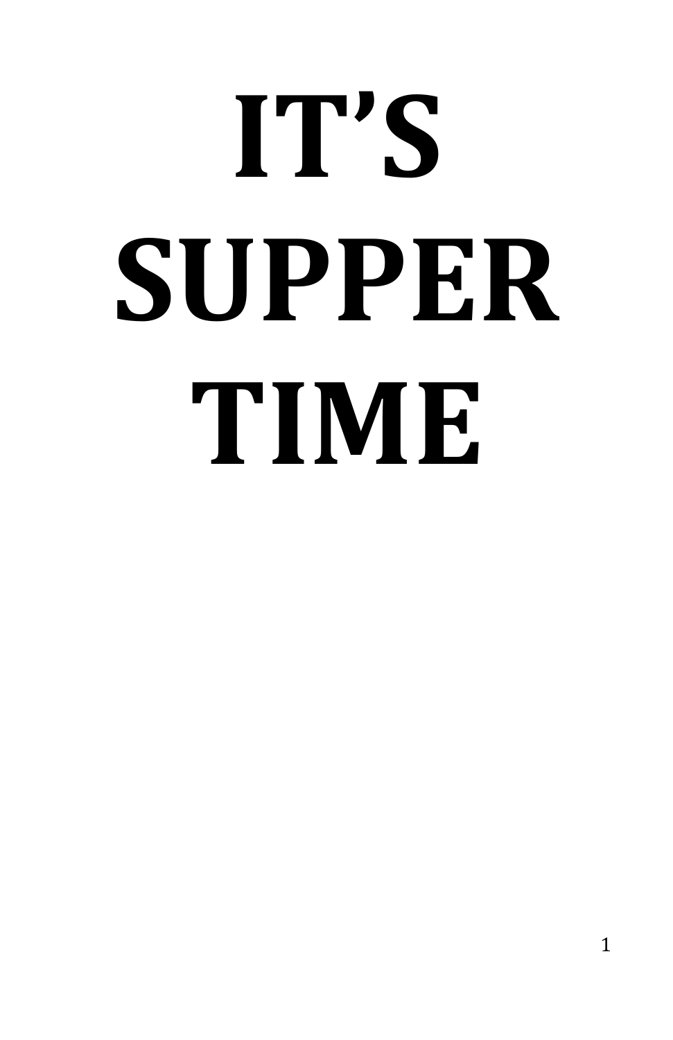# IT'S SUPPER TIME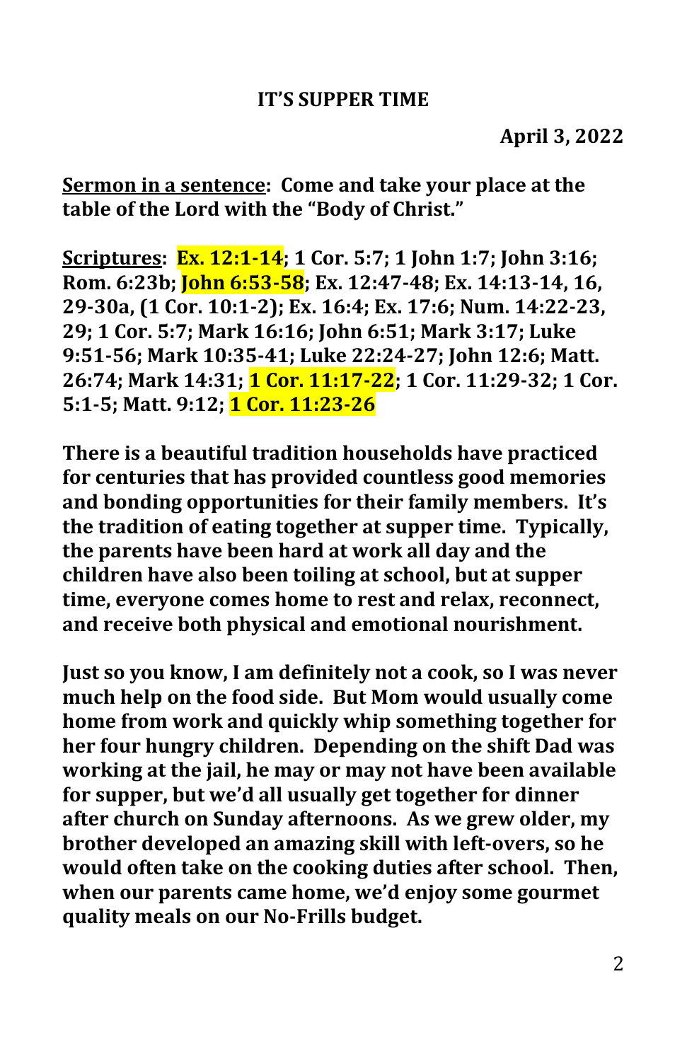# IT'S SUPPER TIME

**April 3, 2022**

**<u>Sermon in a sentence</u>: Come and take your place at the table of the Lord with the "Body of Christ."**

**<u>Scriptures</u>: Ex. 12:1-14; 1 Cor. 5:7; 1 John 1:7; John 3:16; Rom. 6:23b; John 6:53-58; Ex. 12:47-48; Ex. 14:13-14, 16, 29-30a, (1 Cor. 10:1-2); Ex. 16:4; Ex. 17:6; Num. 14:22-23, 29; 1 Cor. 5:7; Mark 16:16; John 6:51; Mark 3:17; Luke 9:51-56; Mark 10:35-41; Luke 22:24-27; John 12:6; Matt. 26:74; Mark 14:31; 1 Cor. 11:17-22; 1 Cor. 11:29-32; 1 Cor. 5:1-5; Matt. 9:12; 1 Cor. 11:23-26**

**There is a beautiful tradition households have practiced for centuries that has provided countless good memories and bonding opportunities for their family members. It's the tradition of eating together at supper time. Typically, the parents have been hard at work all day and the children have also been toiling at school, but at supper time, everyone comes home to rest and relax, reconnect, and receive both physical and emotional nourishment.**

**Just so you know, I am definitely not a cook, so I was never much help on the food side. But Mom would usually come home from work and quickly whip something together for her four hungry children. Depending on the shift Dad was working at the jail, he may or may not have been available for supper, but we'd all usually get together for dinner after church on Sunday afternoons. As we grew older, my brother developed an amazing skill with left-overs, so he would often take on the cooking duties after school. Then, when our parents came home, we'd enjoy some gourmet quality meals on our No-Frills budget.**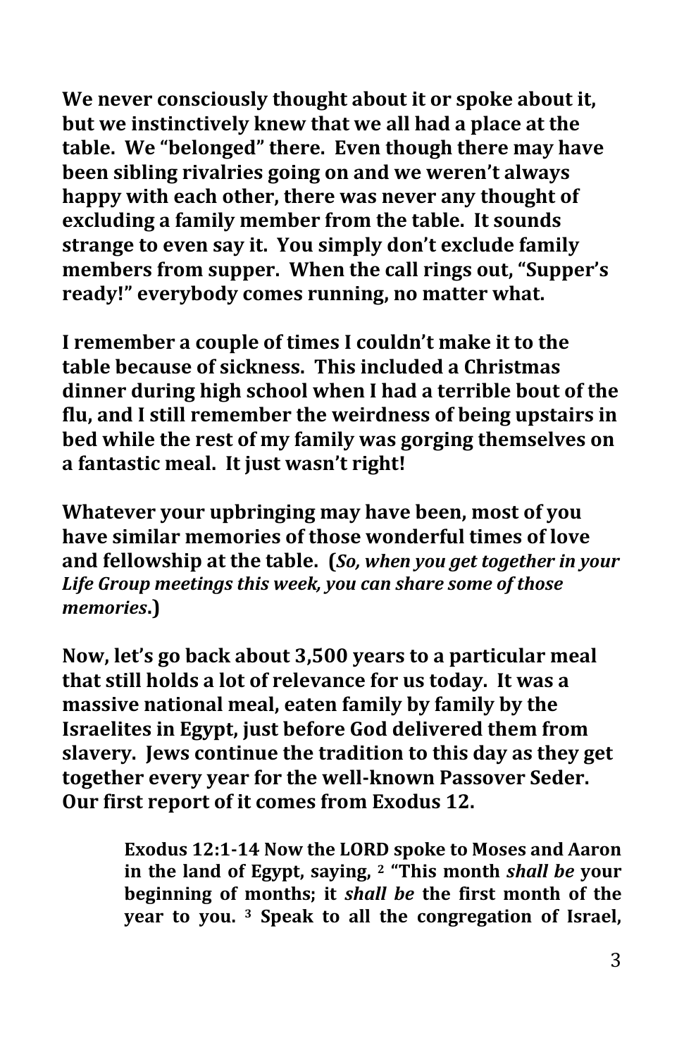**We never consciously thought about it or spoke about it, but we instinctively knew that we all had a place at the table. We "belonged" there. Even though there may have been sibling rivalries going on and we weren't always happy with each other, there was never any thought of excluding a family member from the table. It sounds strange to even say it. You simply don't exclude family members from supper. When the call rings out, "Supper's ready!" everybody comes running, no matter what.**

**I remember a couple of times I couldn't make it to the table because of sickness. This included a Christmas dinner during high school when I had a terrible bout of the flu, and I still remember the weirdness of being upstairs in bed while the rest of my family was gorging themselves on a fantastic meal. It just wasn't right!**

**Whatever your upbringing may have been, most of you have similar memories of those wonderful times of love and fellowship at the table. (*So, when you get together in your Life Group meetings this week, you can share some of those memories*.)**

**Now, let's go back about 3,500 years to a particular meal that still holds a lot of relevance for us today. It was a massive national meal, eaten family by family by the Israelites in Egypt, just before God delivered them from slavery. Jews continue the tradition to this day as they get together every year for the well-known Passover Seder. Our first report of it comes from Exodus 12.**

> **Exodus 12:1-14 Now the LORD spoke to Moses and Aaron in the land of Egypt, saying, 2 "This month *shall be* your beginning of months; it *shall be* the first month of the year to you. 3 Speak to all the congregation of Israel,**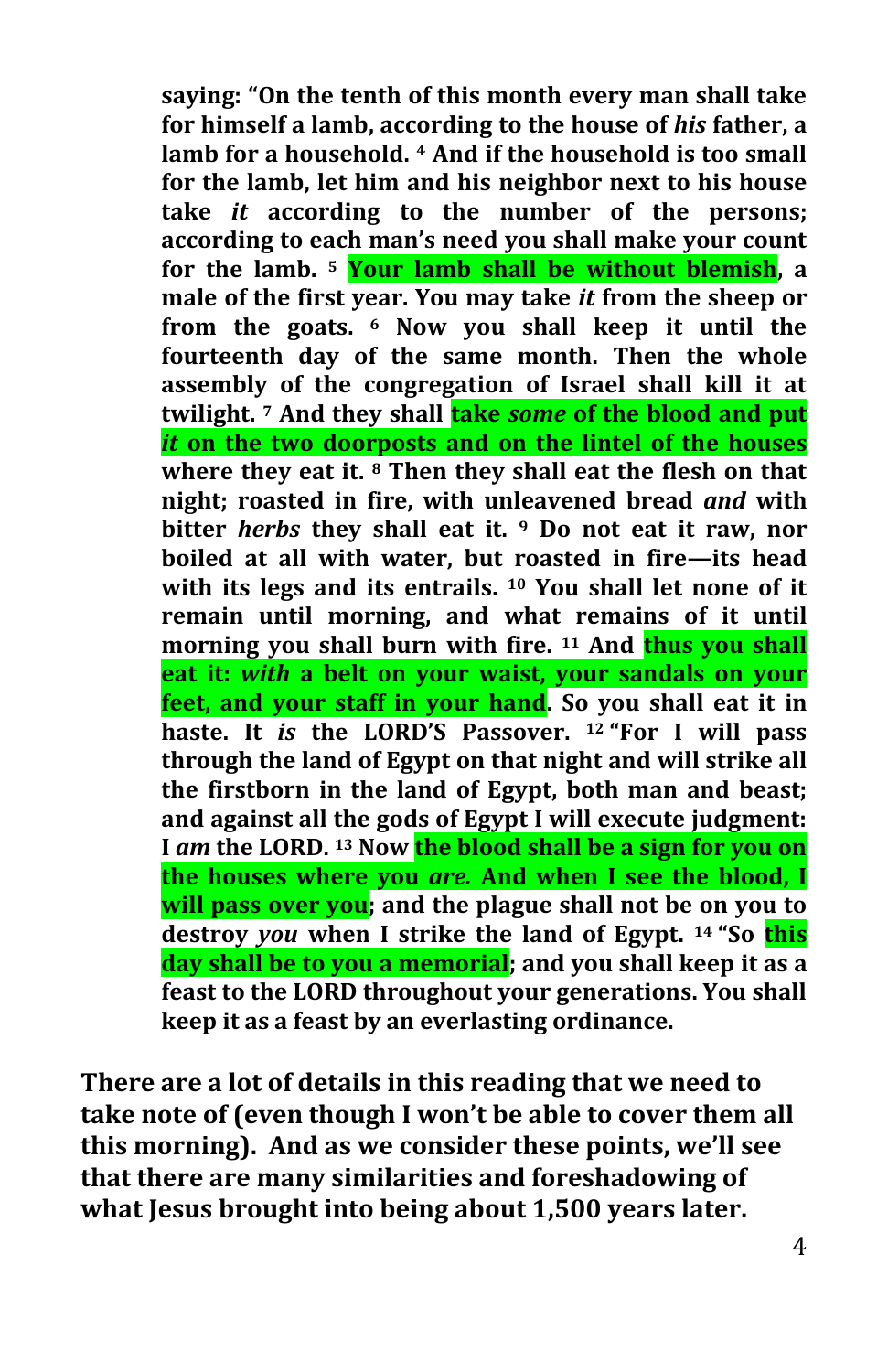**saying: "On the tenth of this month every man shall take for himself a lamb, according to the house of *his* father, a lamb for a household. [4] And if the household is too small for the lamb, let him and his neighbor next to his house take *it* according to the number of the persons; according to each man's need you shall make your count for the lamb. [5] Your lamb shall be without blemish, a male of the first year. You may take *it* from the sheep or from the goats. [6] Now you shall keep it until the fourteenth day of the same month. Then the whole assembly of the congregation of Israel shall kill it at twilight. [7] And they shall take *some* of the blood and put *it* on the two doorposts and on the lintel of the houses where they eat it. [8] Then they shall eat the flesh on that night; roasted in fire, with unleavened bread *and* with bitter *herbs* they shall eat it. [9] Do not eat it raw, nor boiled at all with water, but roasted in fire—its head with its legs and its entrails. [10] You shall let none of it remain until morning, and what remains of it until morning you shall burn with fire. [11] And thus you shall eat it: *with* a belt on your waist, your sandals on your feet, and your staff in your hand. So you shall eat it in haste. It *is* the LORD'S Passover. [12] "For I will pass through the land of Egypt on that night and will strike all the firstborn in the land of Egypt, both man and beast; and against all the gods of Egypt I will execute judgment: I *am* the LORD. [13] Now the blood shall be a sign for you on the houses where you *are.* And when I see the blood, I will pass over you; and the plague shall not be on you to destroy *you* when I strike the land of Egypt. [14] "So this day shall be to you a memorial; and you shall keep it as a feast to the LORD throughout your generations. You shall keep it as a feast by an everlasting ordinance.**

**There are a lot of details in this reading that we need to take note of (even though I won't be able to cover them all this morning). And as we consider these points, we'll see that there are many similarities and foreshadowing of what Jesus brought into being about 1,500 years later.**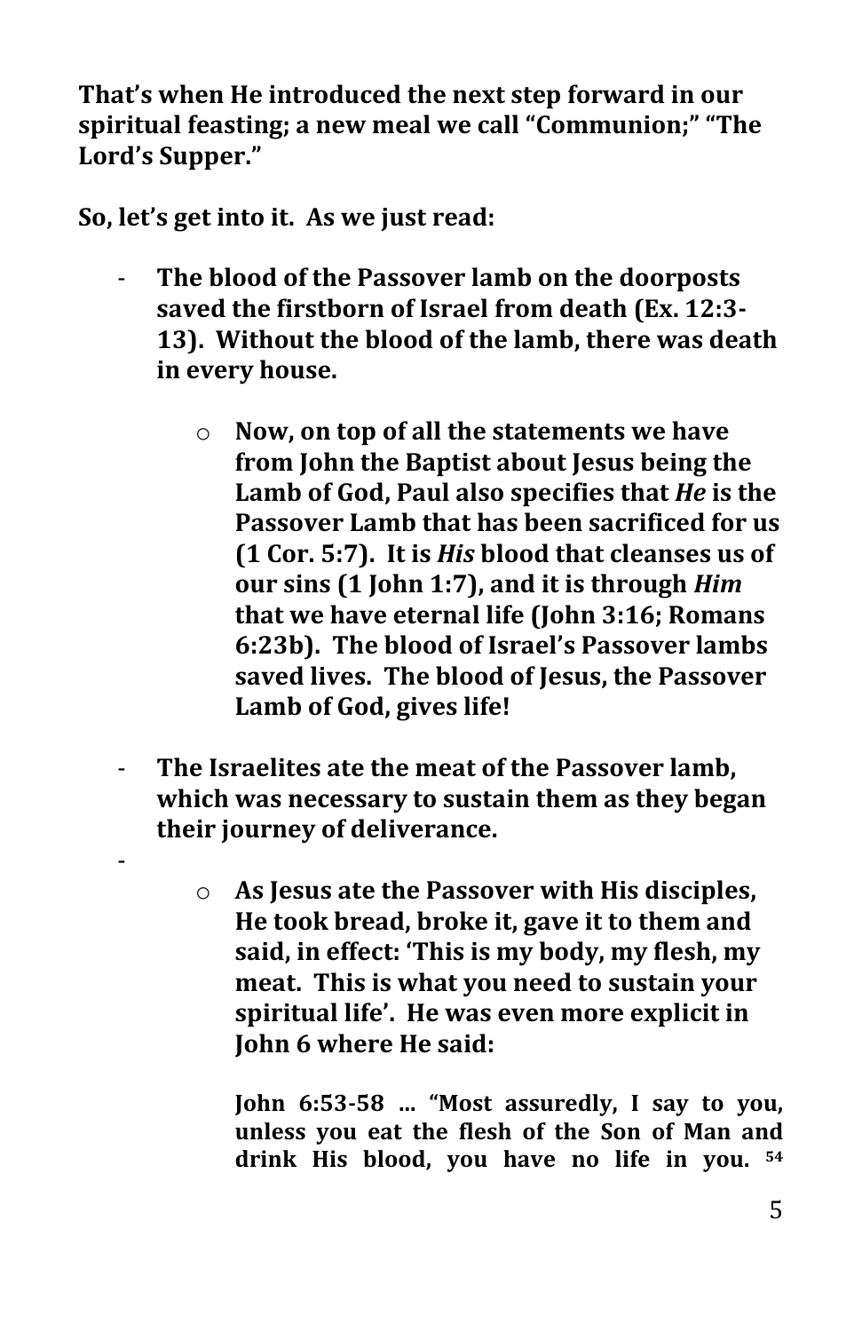**That's when He introduced the next step forward in our spiritual feasting; a new meal we call "Communion;" "The Lord's Supper."**

**So, let's get into it. As we just read:**

- **The blood of the Passover lamb on the doorposts saved the firstborn of Israel from death (Ex. 12:3-13). Without the blood of the lamb, there was death in every house.**

    - **Now, on top of all the statements we have from John the Baptist about Jesus being the Lamb of God, Paul also specifies that *He* is the Passover Lamb that has been sacrificed for us (1 Cor. 5:7). It is *His* blood that cleanses us of our sins (1 John 1:7), and it is through *Him* that we have eternal life (John 3:16; Romans 6:23b). The blood of Israel's Passover lambs saved lives. The blood of Jesus, the Passover Lamb of God, gives life!**

- **The Israelites ate the meat of the Passover lamb, which was necessary to sustain them as they began their journey of deliverance.**

-
    - **As Jesus ate the Passover with His disciples, He took bread, broke it, gave it to them and said, in effect: 'This is my body, my flesh, my meat. This is what you need to sustain your spiritual life'. He was even more explicit in John 6 where He said:**

        **John 6:53-58 … "Most assuredly, I say to you, unless you eat the flesh of the Son of Man and drink His blood, you have no life in you. [54]**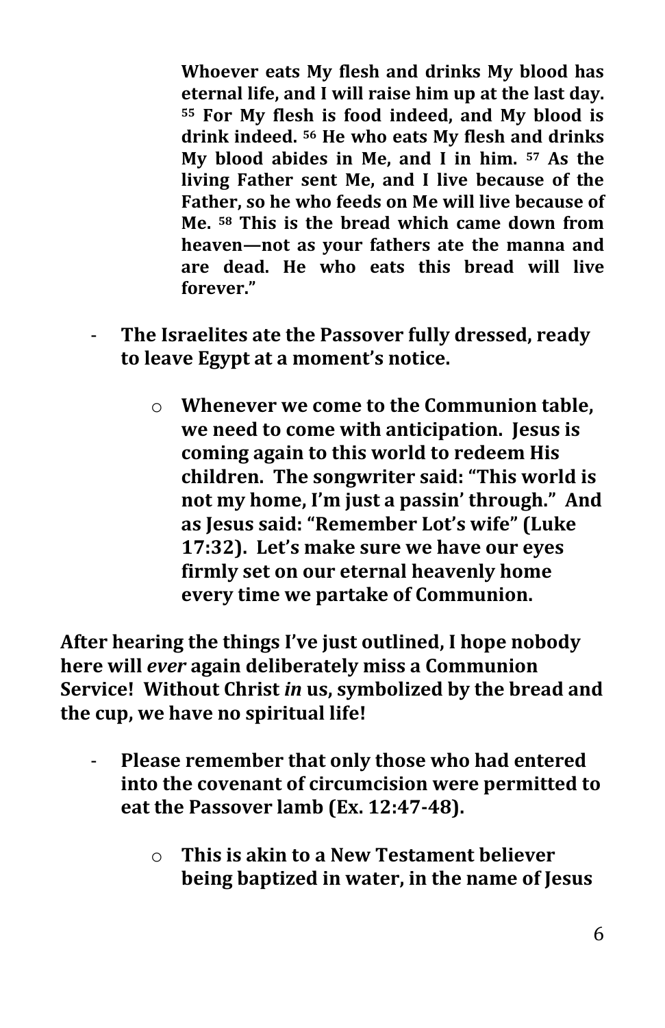> **Whoever eats My flesh and drinks My blood has eternal life, and I will raise him up at the last day. [55] For My flesh is food indeed, and My blood is drink indeed. [56] He who eats My flesh and drinks My blood abides in Me, and I in him. [57] As the living Father sent Me, and I live because of the Father, so he who feeds on Me will live because of Me. [58] This is the bread which came down from heaven—not as your fathers ate the manna and are dead. He who eats this bread will live forever."**

- **The Israelites ate the Passover fully dressed, ready to leave Egypt at a moment's notice.**
  - **Whenever we come to the Communion table, we need to come with anticipation. Jesus is coming again to this world to redeem His children. The songwriter said: "This world is not my home, I'm just a passin' through." And as Jesus said: "Remember Lot's wife" (Luke 17:32). Let's make sure we have our eyes firmly set on our eternal heavenly home every time we partake of Communion.**

**After hearing the things I've just outlined, I hope nobody here will *ever* again deliberately miss a Communion Service! Without Christ *in* us, symbolized by the bread and the cup, we have no spiritual life!**

- **Please remember that only those who had entered into the covenant of circumcision were permitted to eat the Passover lamb (Ex. 12:47-48).**
  - **This is akin to a New Testament believer being baptized in water, in the name of Jesus**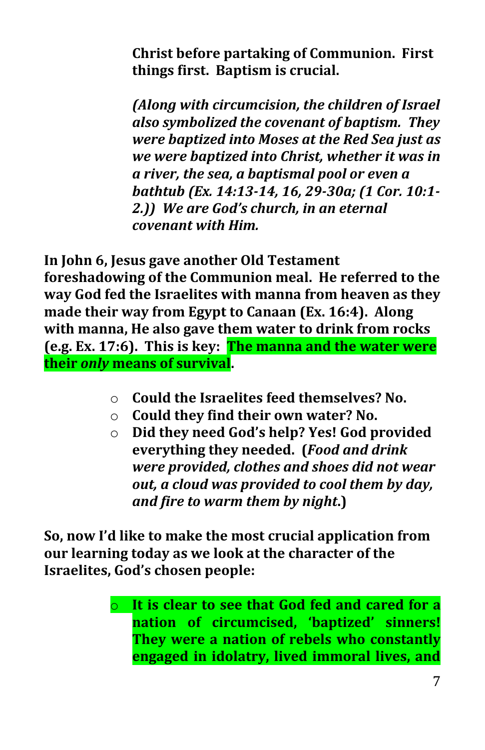**Christ before partaking of Communion. First things first. Baptism is crucial.**

***(Along with circumcision, the children of Israel also symbolized the covenant of baptism. They were baptized into Moses at the Red Sea just as we were baptized into Christ, whether it was in a river, the sea, a baptismal pool or even a bathtub (Ex. 14:13-14, 16, 29-30a; (1 Cor. 10:1-2.)) We are God's church, in an eternal covenant with Him.***

**In John 6, Jesus gave another Old Testament foreshadowing of the Communion meal. He referred to the way God fed the Israelites with manna from heaven as they made their way from Egypt to Canaan (Ex. 16:4). Along with manna, He also gave them water to drink from rocks (e.g. Ex. 17:6). This is key: The manna and the water were their *only* means of survival.**

- **Could the Israelites feed themselves? No.**
- **Could they find their own water? No.**
- **Did they need God's help? Yes! God provided everything they needed. (*Food and drink were provided, clothes and shoes did not wear out, a cloud was provided to cool them by day, and fire to warm them by night.*)**

**So, now I'd like to make the most crucial application from our learning today as we look at the character of the Israelites, God's chosen people:**

- **It is clear to see that God fed and cared for a nation of circumcised, 'baptized' sinners! They were a nation of rebels who constantly engaged in idolatry, lived immoral lives, and**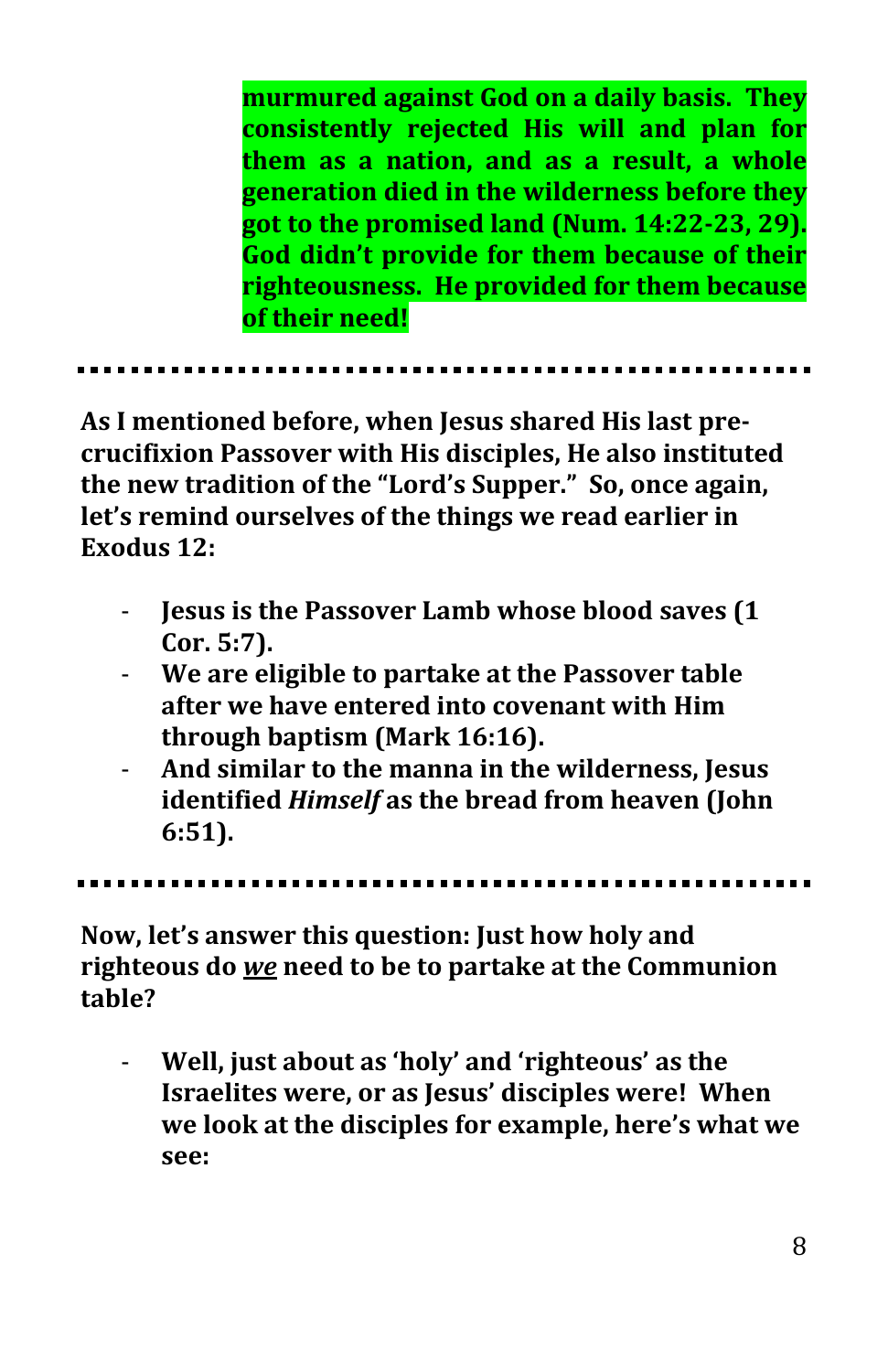**murmured against God on a daily basis. They consistently rejected His will and plan for them as a nation, and as a result, a whole generation died in the wilderness before they got to the promised land (Num. 14:22-23, 29). God didn't provide for them because of their righteousness. He provided for them because of their need!**

---

**As I mentioned before, when Jesus shared His last pre-crucifixion Passover with His disciples, He also instituted the new tradition of the "Lord's Supper." So, once again, let's remind ourselves of the things we read earlier in Exodus 12:**

- **Jesus is the Passover Lamb whose blood saves (1 Cor. 5:7).**
- **We are eligible to partake at the Passover table after we have entered into covenant with Him through baptism (Mark 16:16).**
- **And similar to the manna in the wilderness, Jesus identified *Himself* as the bread from heaven (John 6:51).**

---

**Now, let's answer this question: Just how holy and righteous do *<u>we</u>* need to be to partake at the Communion table?**

- **Well, just about as 'holy' and 'righteous' as the Israelites were, or as Jesus' disciples were! When we look at the disciples for example, here's what we see:**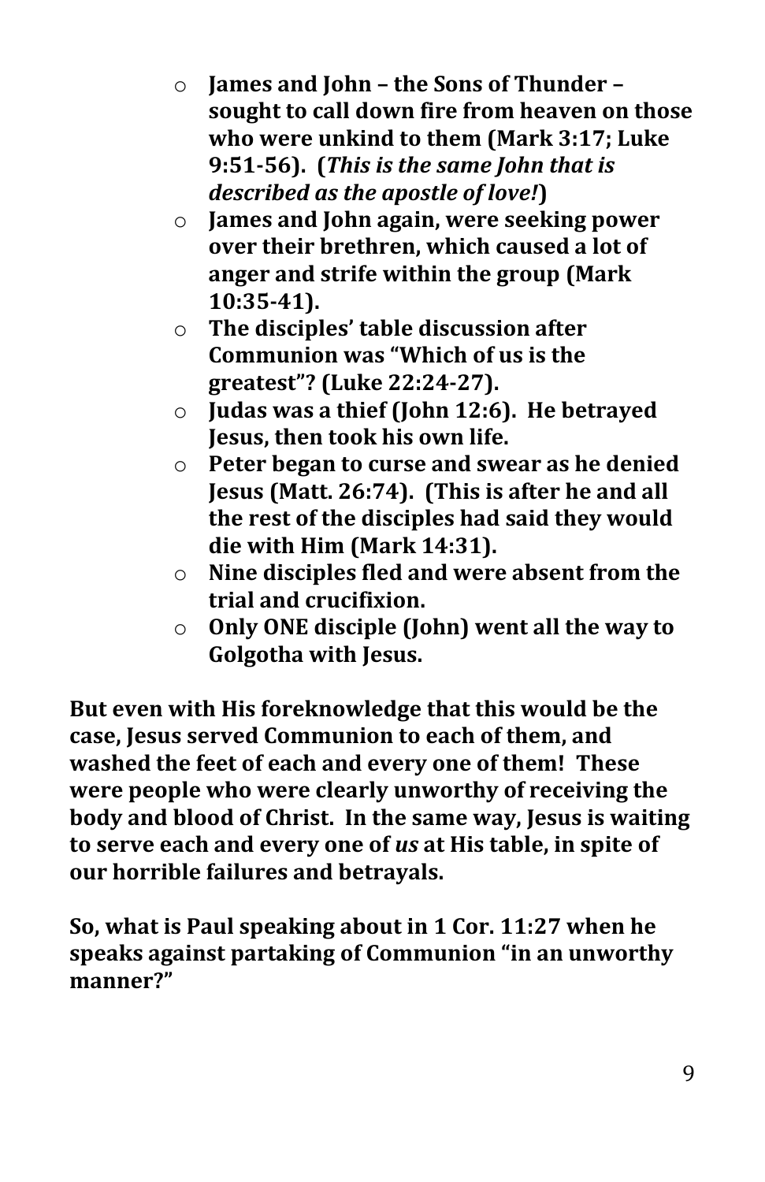- **James and John – the Sons of Thunder – sought to call down fire from heaven on those who were unkind to them (Mark 3:17; Luke 9:51-56). (*This is the same John that is described as the apostle of love!*)**
- **James and John again, were seeking power over their brethren, which caused a lot of anger and strife within the group (Mark 10:35-41).**
- **The disciples' table discussion after Communion was "Which of us is the greatest"? (Luke 22:24-27).**
- **Judas was a thief (John 12:6). He betrayed Jesus, then took his own life.**
- **Peter began to curse and swear as he denied Jesus (Matt. 26:74). (This is after he and all the rest of the disciples had said they would die with Him (Mark 14:31).**
- **Nine disciples fled and were absent from the trial and crucifixion.**
- **Only ONE disciple (John) went all the way to Golgotha with Jesus.**

**But even with His foreknowledge that this would be the case, Jesus served Communion to each of them, and washed the feet of each and every one of them! These were people who were clearly unworthy of receiving the body and blood of Christ. In the same way, Jesus is waiting to serve each and every one of *us* at His table, in spite of our horrible failures and betrayals.**

**So, what is Paul speaking about in 1 Cor. 11:27 when he speaks against partaking of Communion "in an unworthy manner?"**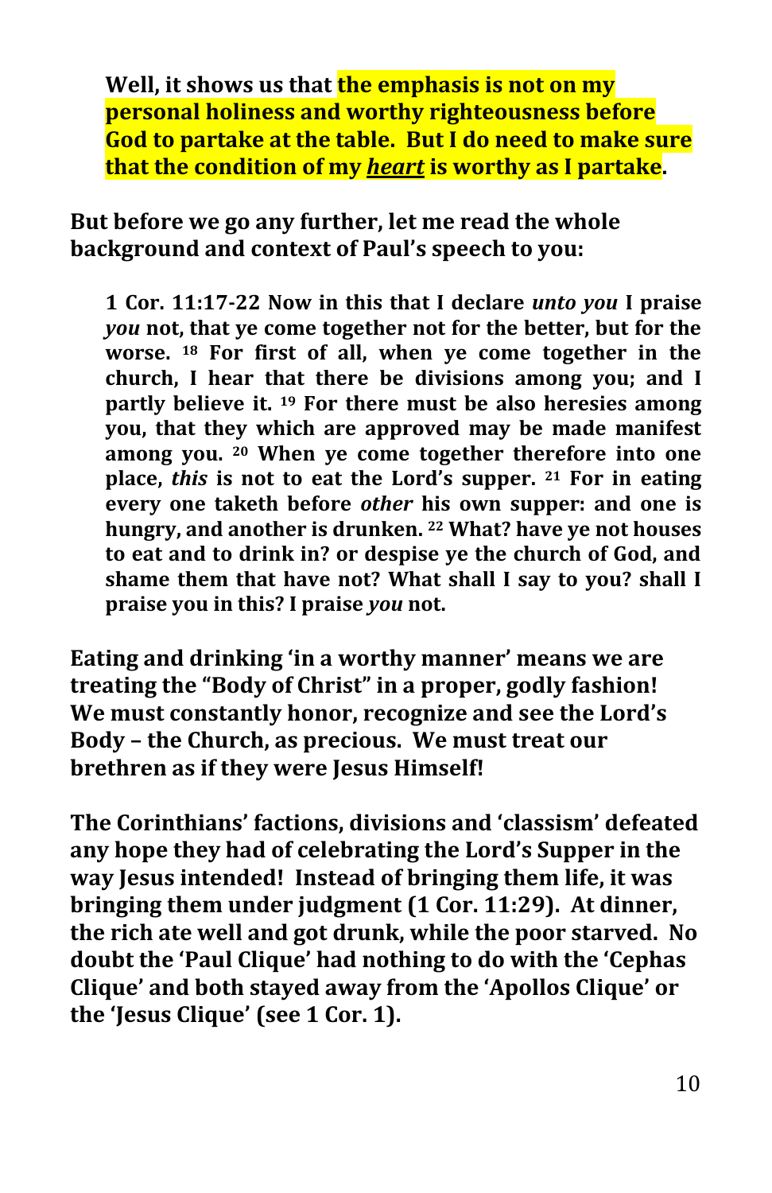**Well, it shows us that the emphasis is not on my personal holiness and worthy righteousness before God to partake at the table. But I do need to make sure that the condition of my *heart* is worthy as I partake.**

**But before we go any further, let me read the whole background and context of Paul's speech to you:**

> **1 Cor. 11:17-22 Now in this that I declare *unto you* I praise *you* not, that ye come together not for the better, but for the worse. [18] For first of all, when ye come together in the church, I hear that there be divisions among you; and I partly believe it. [19] For there must be also heresies among you, that they which are approved may be made manifest among you. [20] When ye come together therefore into one place, *this* is not to eat the Lord's supper. [21] For in eating every one taketh before *other* his own supper: and one is hungry, and another is drunken. [22] What? have ye not houses to eat and to drink in? or despise ye the church of God, and shame them that have not? What shall I say to you? shall I praise you in this? I praise *you* not.**

**Eating and drinking 'in a worthy manner' means we are treating the "Body of Christ" in a proper, godly fashion! We must constantly honor, recognize and see the Lord's Body – the Church, as precious. We must treat our brethren as if they were Jesus Himself!**

**The Corinthians' factions, divisions and 'classism' defeated any hope they had of celebrating the Lord's Supper in the way Jesus intended! Instead of bringing them life, it was bringing them under judgment (1 Cor. 11:29). At dinner, the rich ate well and got drunk, while the poor starved. No doubt the 'Paul Clique' had nothing to do with the 'Cephas Clique' and both stayed away from the 'Apollos Clique' or the 'Jesus Clique' (see 1 Cor. 1).**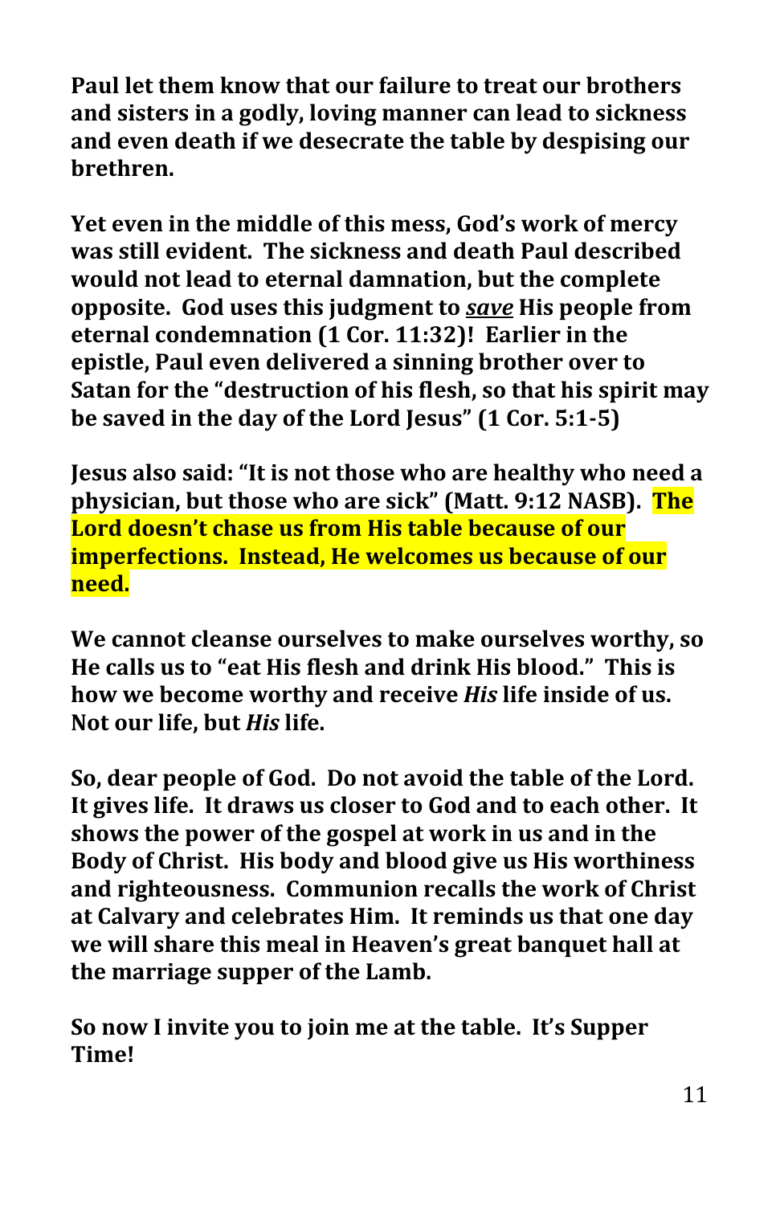**Paul let them know that our failure to treat our brothers and sisters in a godly, loving manner can lead to sickness and even death if we desecrate the table by despising our brethren.**

**Yet even in the middle of this mess, God's work of mercy was still evident. The sickness and death Paul described would not lead to eternal damnation, but the complete opposite. God uses this judgment to *save* His people from eternal condemnation (1 Cor. 11:32)! Earlier in the epistle, Paul even delivered a sinning brother over to Satan for the "destruction of his flesh, so that his spirit may be saved in the day of the Lord Jesus" (1 Cor. 5:1-5)**

**Jesus also said: "It is not those who are healthy who need a physician, but those who are sick" (Matt. 9:12 NASB). The Lord doesn't chase us from His table because of our imperfections. Instead, He welcomes us because of our need.**

**We cannot cleanse ourselves to make ourselves worthy, so He calls us to "eat His flesh and drink His blood." This is how we become worthy and receive *His* life inside of us. Not our life, but *His* life.**

**So, dear people of God. Do not avoid the table of the Lord. It gives life. It draws us closer to God and to each other. It shows the power of the gospel at work in us and in the Body of Christ. His body and blood give us His worthiness and righteousness. Communion recalls the work of Christ at Calvary and celebrates Him. It reminds us that one day we will share this meal in Heaven's great banquet hall at the marriage supper of the Lamb.**

**So now I invite you to join me at the table. It's Supper Time!**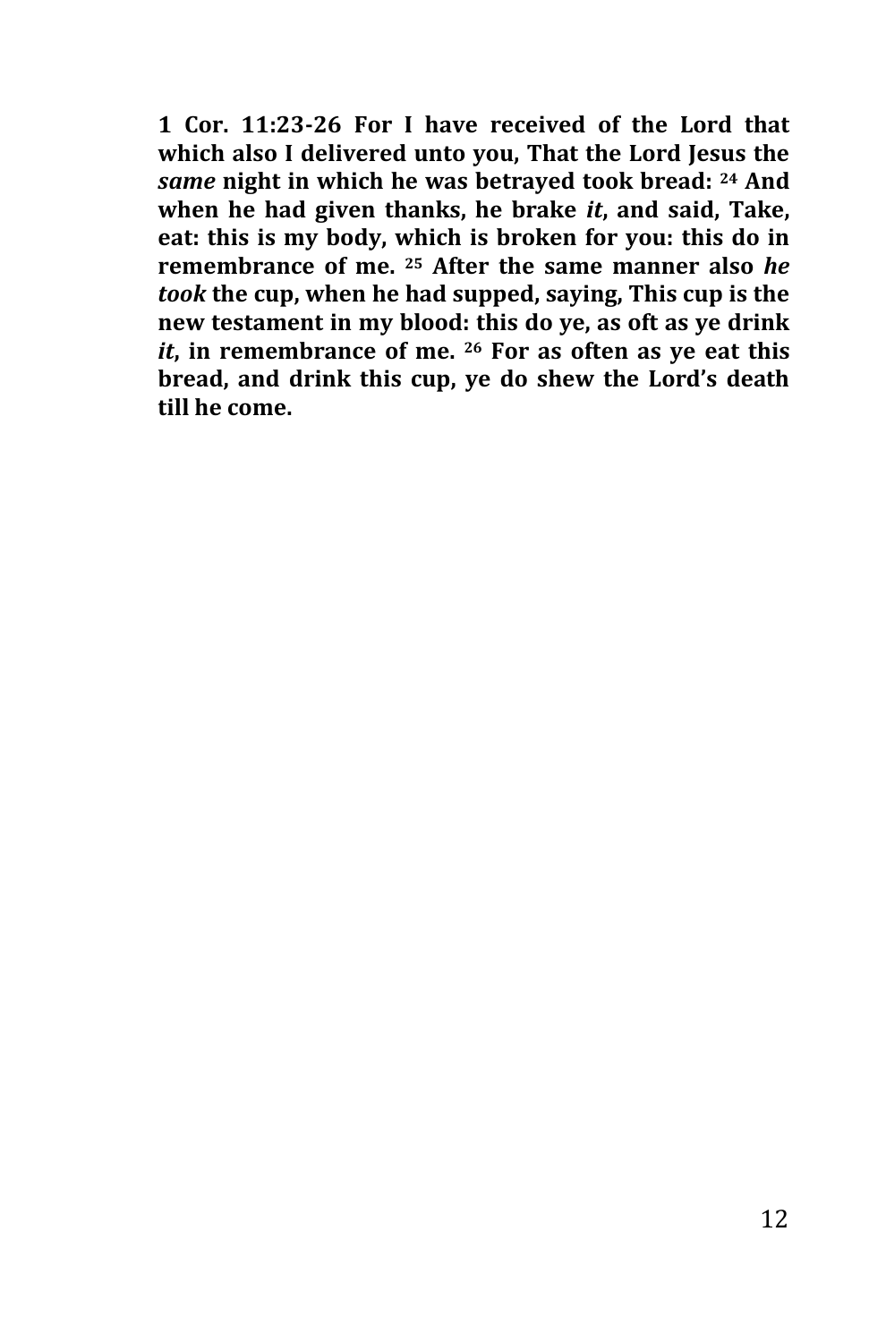**1 Cor. 11:23-26 For I have received of the Lord that which also I delivered unto you, That the Lord Jesus the *same* night in which he was betrayed took bread: 24 And when he had given thanks, he brake *it*, and said, Take, eat: this is my body, which is broken for you: this do in remembrance of me. 25 After the same manner also *he took* the cup, when he had supped, saying, This cup is the new testament in my blood: this do ye, as oft as ye drink *it*, in remembrance of me. 26 For as often as ye eat this bread, and drink this cup, ye do shew the Lord's death till he come.**